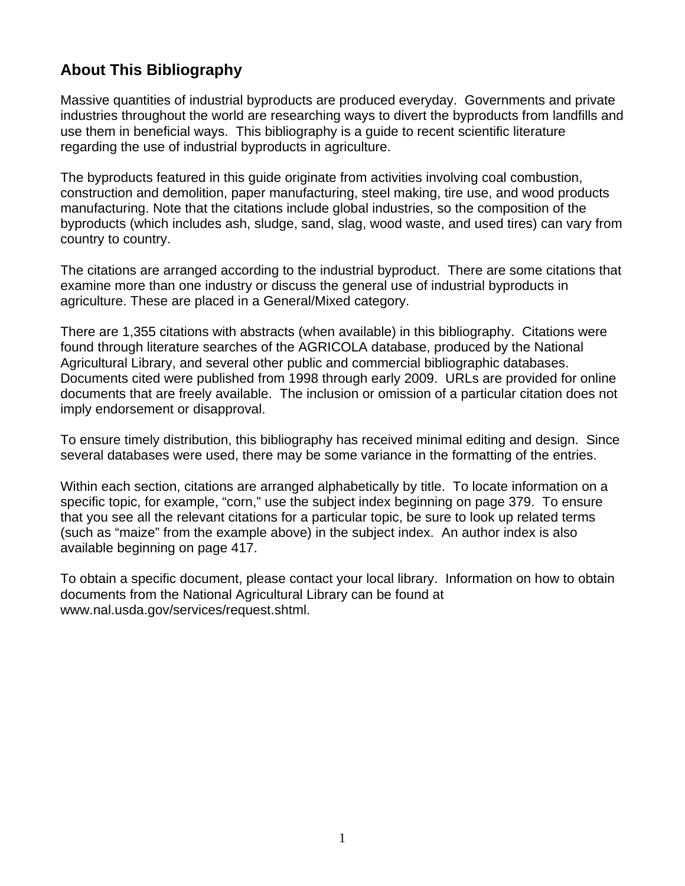## About This Bibliography

Massive quantities of industrial byproducts are produced everyday. Governments and private industries throughout the world are researching ways to divert the byproducts from landfills and use them in beneficial ways. This bibliography is a guide to recent scientific literature regarding the use of industrial byproducts in agriculture.

The byproducts featured in this guide originate from activities involving coal combustion, construction and demolition, paper manufacturing, steel making, tire use, and wood products manufacturing. Note that the citations include global industries, so the composition of the byproducts (which includes ash, sludge, sand, slag, wood waste, and used tires) can vary from country to country.

The citations are arranged according to the industrial byproduct. There are some citations that examine more than one industry or discuss the general use of industrial byproducts in agriculture. These are placed in a General/Mixed category.

There are 1,355 citations with abstracts (when available) in this bibliography. Citations were found through literature searches of the AGRICOLA database, produced by the National Agricultural Library, and several other public and commercial bibliographic databases. Documents cited were published from 1998 through early 2009. URLs are provided for online documents that are freely available. The inclusion or omission of a particular citation does not imply endorsement or disapproval.

To ensure timely distribution, this bibliography has received minimal editing and design. Since several databases were used, there may be some variance in the formatting of the entries.

Within each section, citations are arranged alphabetically by title. To locate information on a specific topic, for example, “corn,” use the subject index beginning on page 379. To ensure that you see all the relevant citations for a particular topic, be sure to look up related terms (such as “maize” from the example above) in the subject index. An author index is also available beginning on page 417.

To obtain a specific document, please contact your local library. Information on how to obtain documents from the National Agricultural Library can be found at www.nal.usda.gov/services/request.shtml.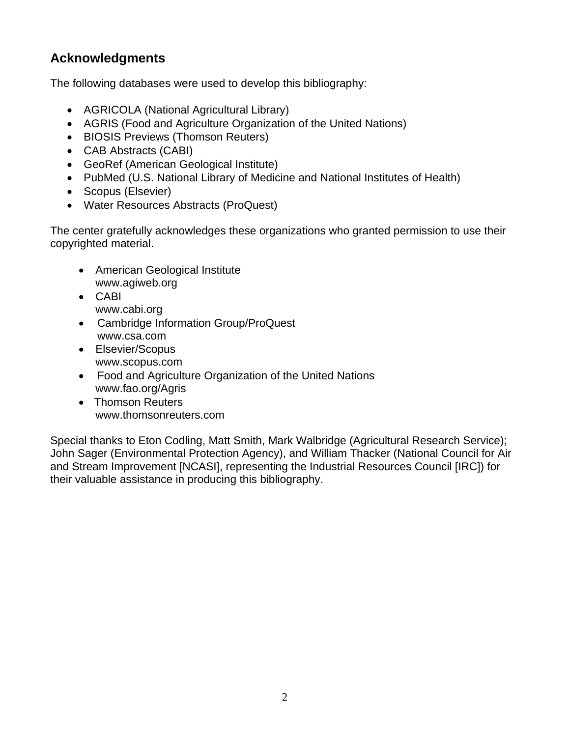## Acknowledgments

The following databases were used to develop this bibliography:

- AGRICOLA (National Agricultural Library)
- AGRIS (Food and Agriculture Organization of the United Nations)
- BIOSIS Previews (Thomson Reuters)
- CAB Abstracts (CABI)
- GeoRef (American Geological Institute)
- PubMed (U.S. National Library of Medicine and National Institutes of Health)
- Scopus (Elsevier)
- Water Resources Abstracts (ProQuest)

The center gratefully acknowledges these organizations who granted permission to use their copyrighted material.

- American Geological Institute
  www.agiweb.org
- CABI
  www.cabi.org
- Cambridge Information Group/ProQuest
  www.csa.com
- Elsevier/Scopus
  www.scopus.com
- Food and Agriculture Organization of the United Nations
  www.fao.org/Agris
- Thomson Reuters
  www.thomsonreuters.com

Special thanks to Eton Codling, Matt Smith, Mark Walbridge (Agricultural Research Service); John Sager (Environmental Protection Agency), and William Thacker (National Council for Air and Stream Improvement [NCASI], representing the Industrial Resources Council [IRC]) for their valuable assistance in producing this bibliography.